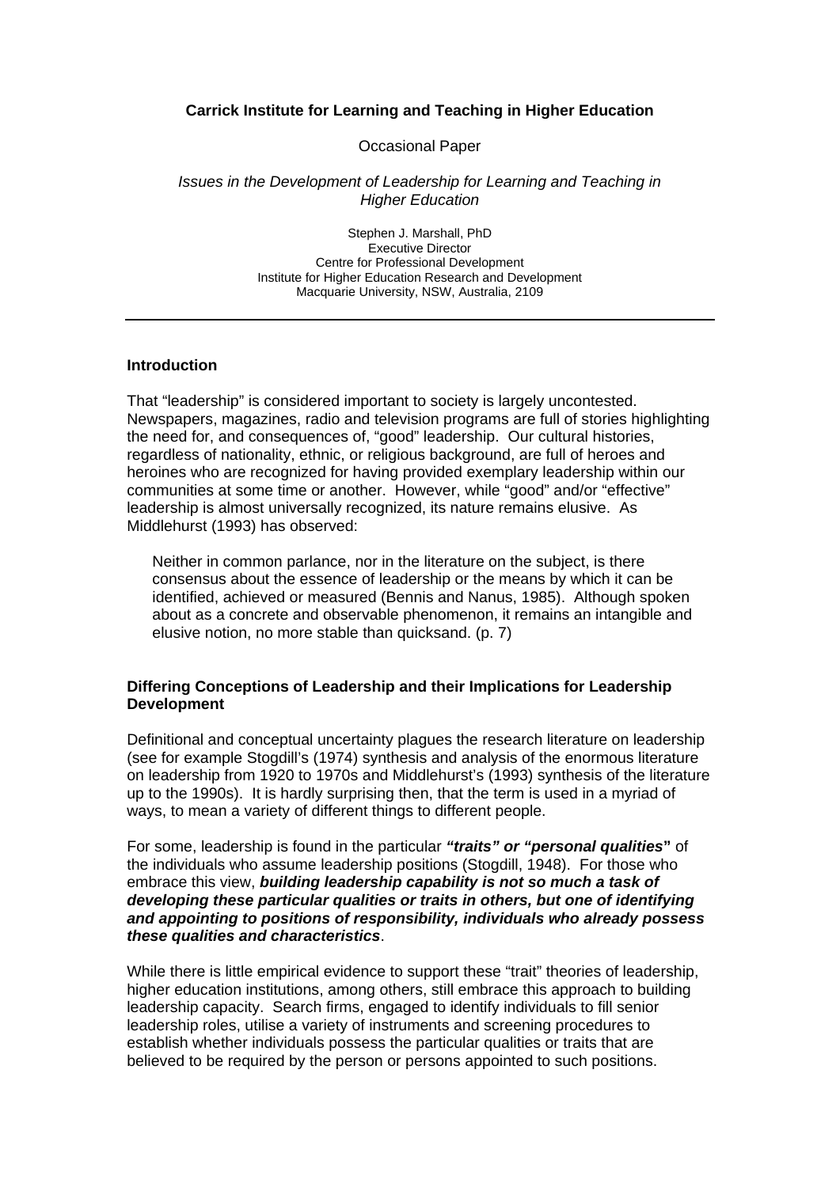**Carrick Institute for Learning and Teaching in Higher Education**

Occasional Paper

*Issues in the Development of Leadership for Learning and Teaching in Higher Education*

Stephen J. Marshall, PhD
Executive Director
Centre for Professional Development
Institute for Higher Education Research and Development
Macquarie University, NSW, Australia, 2109

---

## Introduction

That "leadership" is considered important to society is largely uncontested. Newspapers, magazines, radio and television programs are full of stories highlighting the need for, and consequences of, "good" leadership. Our cultural histories, regardless of nationality, ethnic, or religious background, are full of heroes and heroines who are recognized for having provided exemplary leadership within our communities at some time or another. However, while "good" and/or "effective" leadership is almost universally recognized, its nature remains elusive. As Middlehurst (1993) has observed:

> Neither in common parlance, nor in the literature on the subject, is there consensus about the essence of leadership or the means by which it can be identified, achieved or measured (Bennis and Nanus, 1985). Although spoken about as a concrete and observable phenomenon, it remains an intangible and elusive notion, no more stable than quicksand. (p. 7)

## Differing Conceptions of Leadership and their Implications for Leadership Development

Definitional and conceptual uncertainty plagues the research literature on leadership (see for example Stogdill's (1974) synthesis and analysis of the enormous literature on leadership from 1920 to 1970s and Middlehurst's (1993) synthesis of the literature up to the 1990s). It is hardly surprising then, that the term is used in a myriad of ways, to mean a variety of different things to different people.

For some, leadership is found in the particular ***"traits" or "personal qualities"*** of the individuals who assume leadership positions (Stogdill, 1948). For those who embrace this view, ***building leadership capability is not so much a task of developing these particular qualities or traits in others, but one of identifying and appointing to positions of responsibility, individuals who already possess these qualities and characteristics***.

While there is little empirical evidence to support these "trait" theories of leadership, higher education institutions, among others, still embrace this approach to building leadership capacity. Search firms, engaged to identify individuals to fill senior leadership roles, utilise a variety of instruments and screening procedures to establish whether individuals possess the particular qualities or traits that are believed to be required by the person or persons appointed to such positions.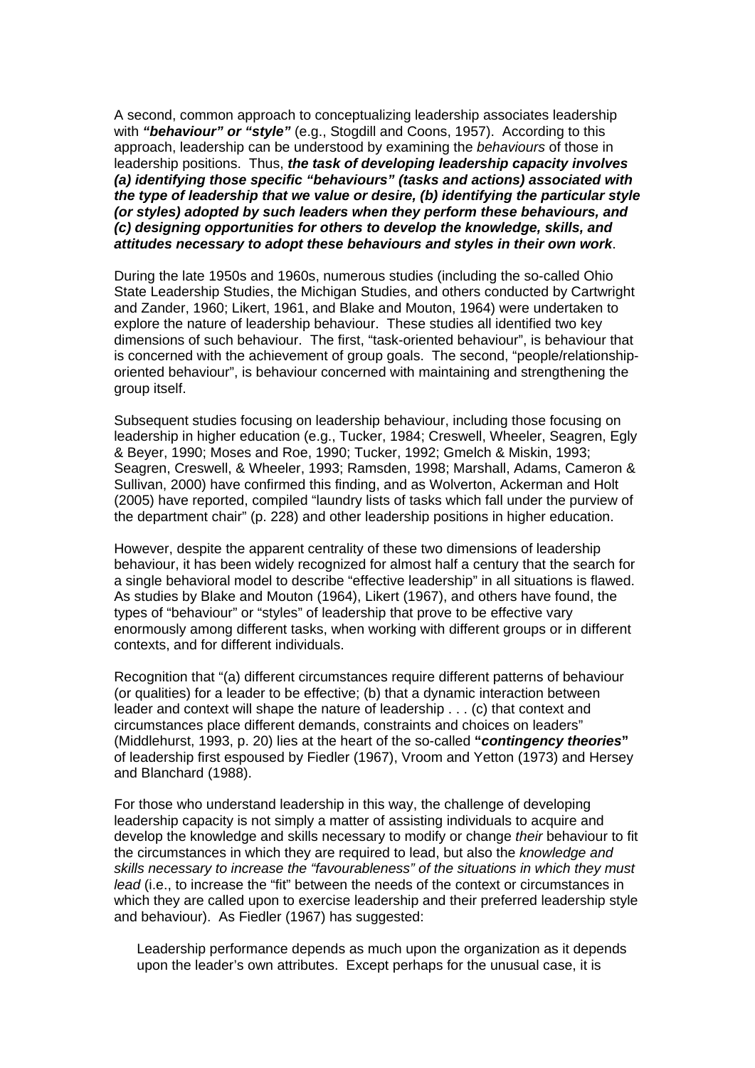A second, common approach to conceptualizing leadership associates leadership with ***"behaviour" or "style"*** (e.g., Stogdill and Coons, 1957). According to this approach, leadership can be understood by examining the *behaviours* of those in leadership positions. Thus, ***the task of developing leadership capacity involves (a) identifying those specific "behaviours" (tasks and actions) associated with the type of leadership that we value or desire, (b) identifying the particular style (or styles) adopted by such leaders when they perform these behaviours, and (c) designing opportunities for others to develop the knowledge, skills, and attitudes necessary to adopt these behaviours and styles in their own work***.

During the late 1950s and 1960s, numerous studies (including the so-called Ohio State Leadership Studies, the Michigan Studies, and others conducted by Cartwright and Zander, 1960; Likert, 1961, and Blake and Mouton, 1964) were undertaken to explore the nature of leadership behaviour. These studies all identified two key dimensions of such behaviour. The first, "task-oriented behaviour", is behaviour that is concerned with the achievement of group goals. The second, "people/relationship-oriented behaviour", is behaviour concerned with maintaining and strengthening the group itself.

Subsequent studies focusing on leadership behaviour, including those focusing on leadership in higher education (e.g., Tucker, 1984; Creswell, Wheeler, Seagren, Egly & Beyer, 1990; Moses and Roe, 1990; Tucker, 1992; Gmelch & Miskin, 1993; Seagren, Creswell, & Wheeler, 1993; Ramsden, 1998; Marshall, Adams, Cameron & Sullivan, 2000) have confirmed this finding, and as Wolverton, Ackerman and Holt (2005) have reported, compiled "laundry lists of tasks which fall under the purview of the department chair" (p. 228) and other leadership positions in higher education.

However, despite the apparent centrality of these two dimensions of leadership behaviour, it has been widely recognized for almost half a century that the search for a single behavioral model to describe "effective leadership" in all situations is flawed. As studies by Blake and Mouton (1964), Likert (1967), and others have found, the types of "behaviour" or "styles" of leadership that prove to be effective vary enormously among different tasks, when working with different groups or in different contexts, and for different individuals.

Recognition that "(a) different circumstances require different patterns of behaviour (or qualities) for a leader to be effective; (b) that a dynamic interaction between leader and context will shape the nature of leadership . . . (c) that context and circumstances place different demands, constraints and choices on leaders" (Middlehurst, 1993, p. 20) lies at the heart of the so-called **"*contingency theories*"** of leadership first espoused by Fiedler (1967), Vroom and Yetton (1973) and Hersey and Blanchard (1988).

For those who understand leadership in this way, the challenge of developing leadership capacity is not simply a matter of assisting individuals to acquire and develop the knowledge and skills necessary to modify or change *their* behaviour to fit the circumstances in which they are required to lead, but also the *knowledge and skills necessary to increase the "favourableness" of the situations in which they must lead* (i.e., to increase the "fit" between the needs of the context or circumstances in which they are called upon to exercise leadership and their preferred leadership style and behaviour). As Fiedler (1967) has suggested:

> Leadership performance depends as much upon the organization as it depends upon the leader's own attributes. Except perhaps for the unusual case, it is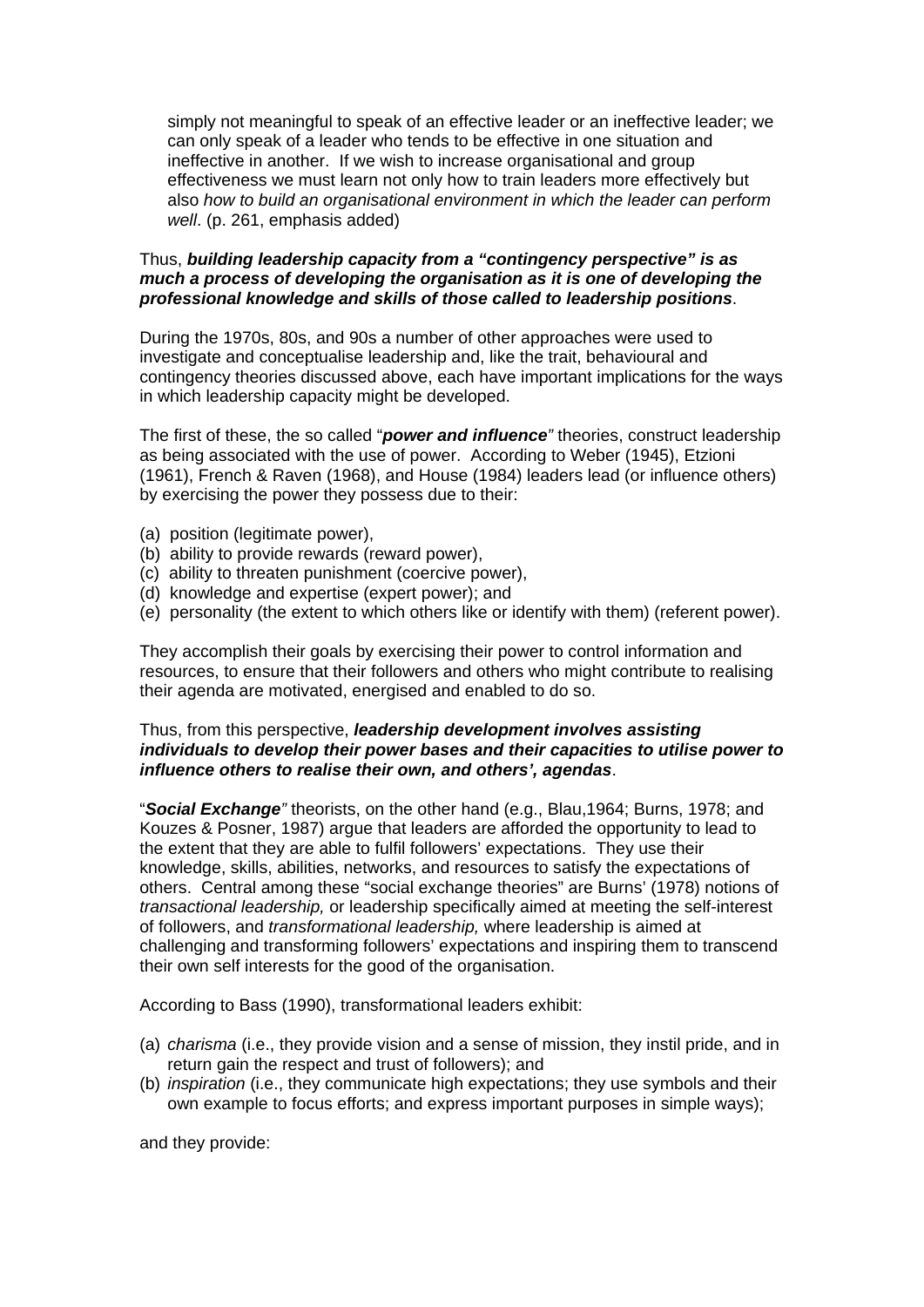> simply not meaningful to speak of an effective leader or an ineffective leader; we can only speak of a leader who tends to be effective in one situation and ineffective in another. If we wish to increase organisational and group effectiveness we must learn not only how to train leaders more effectively but also *how to build an organisational environment in which the leader can perform well*. (p. 261, emphasis added)

Thus, ***building leadership capacity from a "contingency perspective" is as much a process of developing the organisation as it is one of developing the professional knowledge and skills of those called to leadership positions***.

During the 1970s, 80s, and 90s a number of other approaches were used to investigate and conceptualise leadership and, like the trait, behavioural and contingency theories discussed above, each have important implications for the ways in which leadership capacity might be developed.

The first of these, the so called "***power and influence***" theories, construct leadership as being associated with the use of power. According to Weber (1945), Etzioni (1961), French & Raven (1968), and House (1984) leaders lead (or influence others) by exercising the power they possess due to their:

(a) position (legitimate power),
(b) ability to provide rewards (reward power),
(c) ability to threaten punishment (coercive power),
(d) knowledge and expertise (expert power); and
(e) personality (the extent to which others like or identify with them) (referent power).

They accomplish their goals by exercising their power to control information and resources, to ensure that their followers and others who might contribute to realising their agenda are motivated, energised and enabled to do so.

Thus, from this perspective, ***leadership development involves assisting individuals to develop their power bases and their capacities to utilise power to influence others to realise their own, and others', agendas***.

"***Social Exchange***" theorists, on the other hand (e.g., Blau,1964; Burns, 1978; and Kouzes & Posner, 1987) argue that leaders are afforded the opportunity to lead to the extent that they are able to fulfil followers' expectations. They use their knowledge, skills, abilities, networks, and resources to satisfy the expectations of others. Central among these "social exchange theories" are Burns' (1978) notions of *transactional leadership,* or leadership specifically aimed at meeting the self-interest of followers, and *transformational leadership,* where leadership is aimed at challenging and transforming followers' expectations and inspiring them to transcend their own self interests for the good of the organisation.

According to Bass (1990), transformational leaders exhibit:

(a) *charisma* (i.e., they provide vision and a sense of mission, they instil pride, and in return gain the respect and trust of followers); and
(b) *inspiration* (i.e., they communicate high expectations; they use symbols and their own example to focus efforts; and express important purposes in simple ways);

and they provide: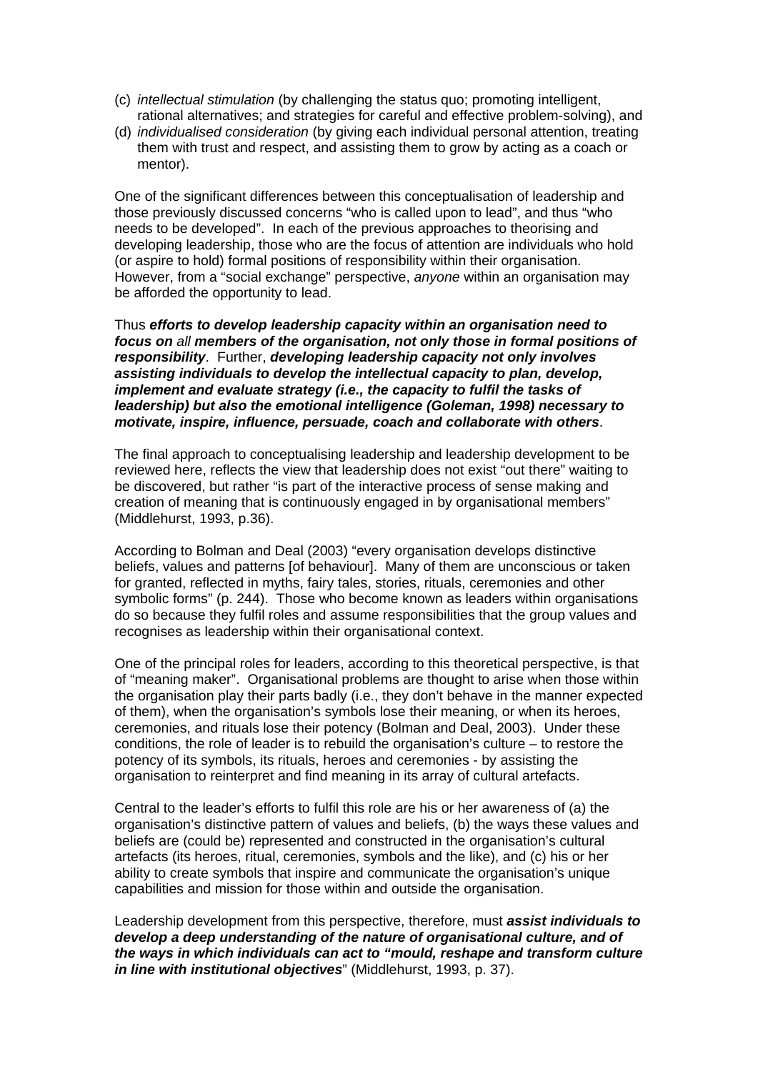(c) *intellectual stimulation* (by challenging the status quo; promoting intelligent, rational alternatives; and strategies for careful and effective problem-solving), and
(d) *individualised consideration* (by giving each individual personal attention, treating them with trust and respect, and assisting them to grow by acting as a coach or mentor).

One of the significant differences between this conceptualisation of leadership and those previously discussed concerns "who is called upon to lead", and thus "who needs to be developed". In each of the previous approaches to theorising and developing leadership, those who are the focus of attention are individuals who hold (or aspire to hold) formal positions of responsibility within their organisation. However, from a "social exchange" perspective, *anyone* within an organisation may be afforded the opportunity to lead.

Thus ***efforts to develop leadership capacity within an organisation need to focus on** all **members of the organisation, not only those in formal positions of responsibility***. Further, ***developing leadership capacity not only involves assisting individuals to develop the intellectual capacity to plan, develop, implement and evaluate strategy (i.e., the capacity to fulfil the tasks of leadership) but also the emotional intelligence (Goleman, 1998) necessary to motivate, inspire, influence, persuade, coach and collaborate with others***.

The final approach to conceptualising leadership and leadership development to be reviewed here, reflects the view that leadership does not exist "out there" waiting to be discovered, but rather "is part of the interactive process of sense making and creation of meaning that is continuously engaged in by organisational members" (Middlehurst, 1993, p.36).

According to Bolman and Deal (2003) "every organisation develops distinctive beliefs, values and patterns [of behaviour]. Many of them are unconscious or taken for granted, reflected in myths, fairy tales, stories, rituals, ceremonies and other symbolic forms" (p. 244). Those who become known as leaders within organisations do so because they fulfil roles and assume responsibilities that the group values and recognises as leadership within their organisational context.

One of the principal roles for leaders, according to this theoretical perspective, is that of "meaning maker". Organisational problems are thought to arise when those within the organisation play their parts badly (i.e., they don't behave in the manner expected of them), when the organisation's symbols lose their meaning, or when its heroes, ceremonies, and rituals lose their potency (Bolman and Deal, 2003). Under these conditions, the role of leader is to rebuild the organisation's culture – to restore the potency of its symbols, its rituals, heroes and ceremonies - by assisting the organisation to reinterpret and find meaning in its array of cultural artefacts.

Central to the leader's efforts to fulfil this role are his or her awareness of (a) the organisation's distinctive pattern of values and beliefs, (b) the ways these values and beliefs are (could be) represented and constructed in the organisation's cultural artefacts (its heroes, ritual, ceremonies, symbols and the like), and (c) his or her ability to create symbols that inspire and communicate the organisation's unique capabilities and mission for those within and outside the organisation.

Leadership development from this perspective, therefore, must ***assist individuals to develop a deep understanding of the nature of organisational culture, and of the ways in which individuals can act to "mould, reshape and transform culture in line with institutional objectives***" (Middlehurst, 1993, p. 37).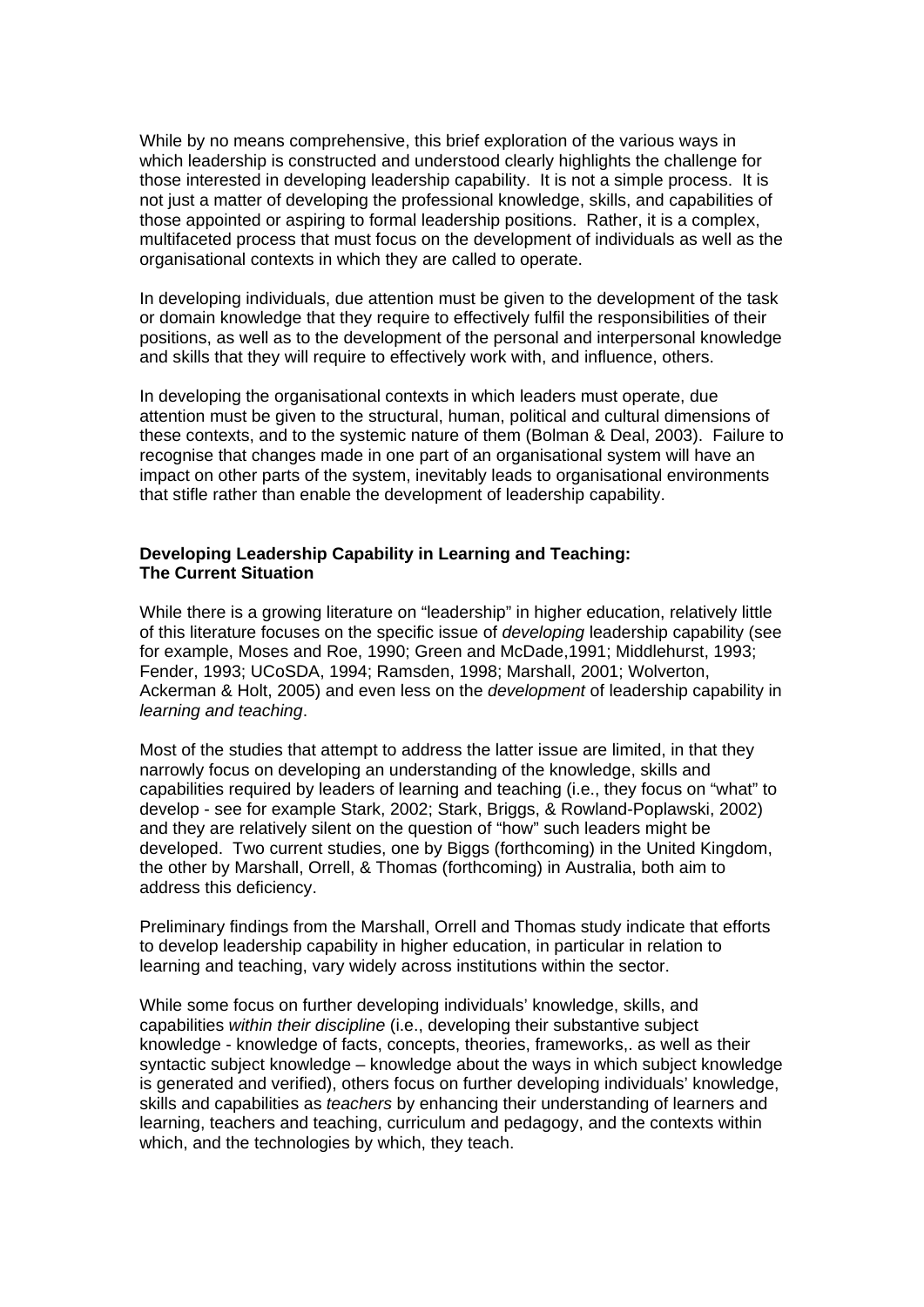While by no means comprehensive, this brief exploration of the various ways in which leadership is constructed and understood clearly highlights the challenge for those interested in developing leadership capability. It is not a simple process. It is not just a matter of developing the professional knowledge, skills, and capabilities of those appointed or aspiring to formal leadership positions. Rather, it is a complex, multifaceted process that must focus on the development of individuals as well as the organisational contexts in which they are called to operate.

In developing individuals, due attention must be given to the development of the task or domain knowledge that they require to effectively fulfil the responsibilities of their positions, as well as to the development of the personal and interpersonal knowledge and skills that they will require to effectively work with, and influence, others.

In developing the organisational contexts in which leaders must operate, due attention must be given to the structural, human, political and cultural dimensions of these contexts, and to the systemic nature of them (Bolman & Deal, 2003). Failure to recognise that changes made in one part of an organisational system will have an impact on other parts of the system, inevitably leads to organisational environments that stifle rather than enable the development of leadership capability.

**Developing Leadership Capability in Learning and Teaching: The Current Situation**

While there is a growing literature on "leadership" in higher education, relatively little of this literature focuses on the specific issue of *developing* leadership capability (see for example, Moses and Roe, 1990; Green and McDade,1991; Middlehurst, 1993; Fender, 1993; UCoSDA, 1994; Ramsden, 1998; Marshall, 2001; Wolverton, Ackerman & Holt, 2005) and even less on the *development* of leadership capability in *learning and teaching*.

Most of the studies that attempt to address the latter issue are limited, in that they narrowly focus on developing an understanding of the knowledge, skills and capabilities required by leaders of learning and teaching (i.e., they focus on "what" to develop - see for example Stark, 2002; Stark, Briggs, & Rowland-Poplawski, 2002) and they are relatively silent on the question of "how" such leaders might be developed. Two current studies, one by Biggs (forthcoming) in the United Kingdom, the other by Marshall, Orrell, & Thomas (forthcoming) in Australia, both aim to address this deficiency.

Preliminary findings from the Marshall, Orrell and Thomas study indicate that efforts to develop leadership capability in higher education, in particular in relation to learning and teaching, vary widely across institutions within the sector.

While some focus on further developing individuals' knowledge, skills, and capabilities *within their discipline* (i.e., developing their substantive subject knowledge - knowledge of facts, concepts, theories, frameworks,. as well as their syntactic subject knowledge – knowledge about the ways in which subject knowledge is generated and verified), others focus on further developing individuals' knowledge, skills and capabilities as *teachers* by enhancing their understanding of learners and learning, teachers and teaching, curriculum and pedagogy, and the contexts within which, and the technologies by which, they teach.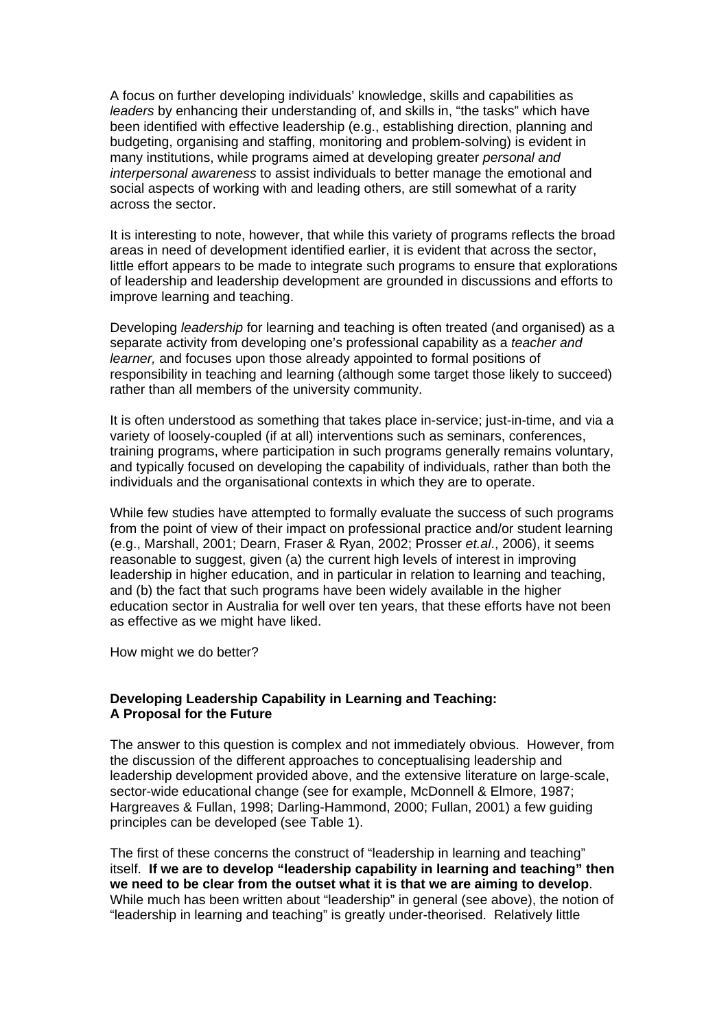A focus on further developing individuals' knowledge, skills and capabilities as *leaders* by enhancing their understanding of, and skills in, "the tasks" which have been identified with effective leadership (e.g., establishing direction, planning and budgeting, organising and staffing, monitoring and problem-solving) is evident in many institutions, while programs aimed at developing greater *personal and interpersonal awareness* to assist individuals to better manage the emotional and social aspects of working with and leading others, are still somewhat of a rarity across the sector.

It is interesting to note, however, that while this variety of programs reflects the broad areas in need of development identified earlier, it is evident that across the sector, little effort appears to be made to integrate such programs to ensure that explorations of leadership and leadership development are grounded in discussions and efforts to improve learning and teaching.

Developing *leadership* for learning and teaching is often treated (and organised) as a separate activity from developing one's professional capability as a *teacher and learner,* and focuses upon those already appointed to formal positions of responsibility in teaching and learning (although some target those likely to succeed) rather than all members of the university community.

It is often understood as something that takes place in-service; just-in-time, and via a variety of loosely-coupled (if at all) interventions such as seminars, conferences, training programs, where participation in such programs generally remains voluntary, and typically focused on developing the capability of individuals, rather than both the individuals and the organisational contexts in which they are to operate.

While few studies have attempted to formally evaluate the success of such programs from the point of view of their impact on professional practice and/or student learning (e.g., Marshall, 2001; Dearn, Fraser & Ryan, 2002; Prosser *et.al*., 2006), it seems reasonable to suggest, given (a) the current high levels of interest in improving leadership in higher education, and in particular in relation to learning and teaching, and (b) the fact that such programs have been widely available in the higher education sector in Australia for well over ten years, that these efforts have not been as effective as we might have liked.

How might we do better?

## Developing Leadership Capability in Learning and Teaching: A Proposal for the Future

The answer to this question is complex and not immediately obvious. However, from the discussion of the different approaches to conceptualising leadership and leadership development provided above, and the extensive literature on large-scale, sector-wide educational change (see for example, McDonnell & Elmore, 1987; Hargreaves & Fullan, 1998; Darling-Hammond, 2000; Fullan, 2001) a few guiding principles can be developed (see Table 1).

The first of these concerns the construct of "leadership in learning and teaching" itself. **If we are to develop "leadership capability in learning and teaching" then we need to be clear from the outset what it is that we are aiming to develop**. While much has been written about "leadership" in general (see above), the notion of "leadership in learning and teaching" is greatly under-theorised. Relatively little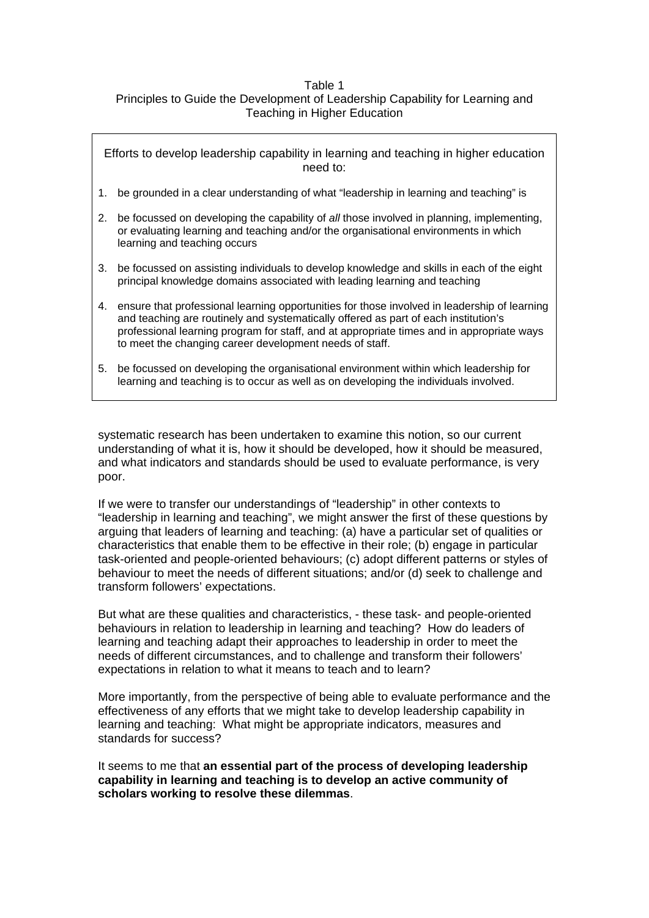Table 1
Principles to Guide the Development of Leadership Capability for Learning and Teaching in Higher Education

Efforts to develop leadership capability in learning and teaching in higher education need to:

1. be grounded in a clear understanding of what "leadership in learning and teaching" is
2. be focussed on developing the capability of *all* those involved in planning, implementing, or evaluating learning and teaching and/or the organisational environments in which learning and teaching occurs
3. be focussed on assisting individuals to develop knowledge and skills in each of the eight principal knowledge domains associated with leading learning and teaching
4. ensure that professional learning opportunities for those involved in leadership of learning and teaching are routinely and systematically offered as part of each institution's professional learning program for staff, and at appropriate times and in appropriate ways to meet the changing career development needs of staff.
5. be focussed on developing the organisational environment within which leadership for learning and teaching is to occur as well as on developing the individuals involved.

systematic research has been undertaken to examine this notion, so our current understanding of what it is, how it should be developed, how it should be measured, and what indicators and standards should be used to evaluate performance, is very poor.

If we were to transfer our understandings of "leadership" in other contexts to "leadership in learning and teaching", we might answer the first of these questions by arguing that leaders of learning and teaching: (a) have a particular set of qualities or characteristics that enable them to be effective in their role; (b) engage in particular task-oriented and people-oriented behaviours; (c) adopt different patterns or styles of behaviour to meet the needs of different situations; and/or (d) seek to challenge and transform followers' expectations.

But what are these qualities and characteristics, - these task- and people-oriented behaviours in relation to leadership in learning and teaching? How do leaders of learning and teaching adapt their approaches to leadership in order to meet the needs of different circumstances, and to challenge and transform their followers' expectations in relation to what it means to teach and to learn?

More importantly, from the perspective of being able to evaluate performance and the effectiveness of any efforts that we might take to develop leadership capability in learning and teaching: What might be appropriate indicators, measures and standards for success?

It seems to me that **an essential part of the process of developing leadership capability in learning and teaching is to develop an active community of scholars working to resolve these dilemmas**.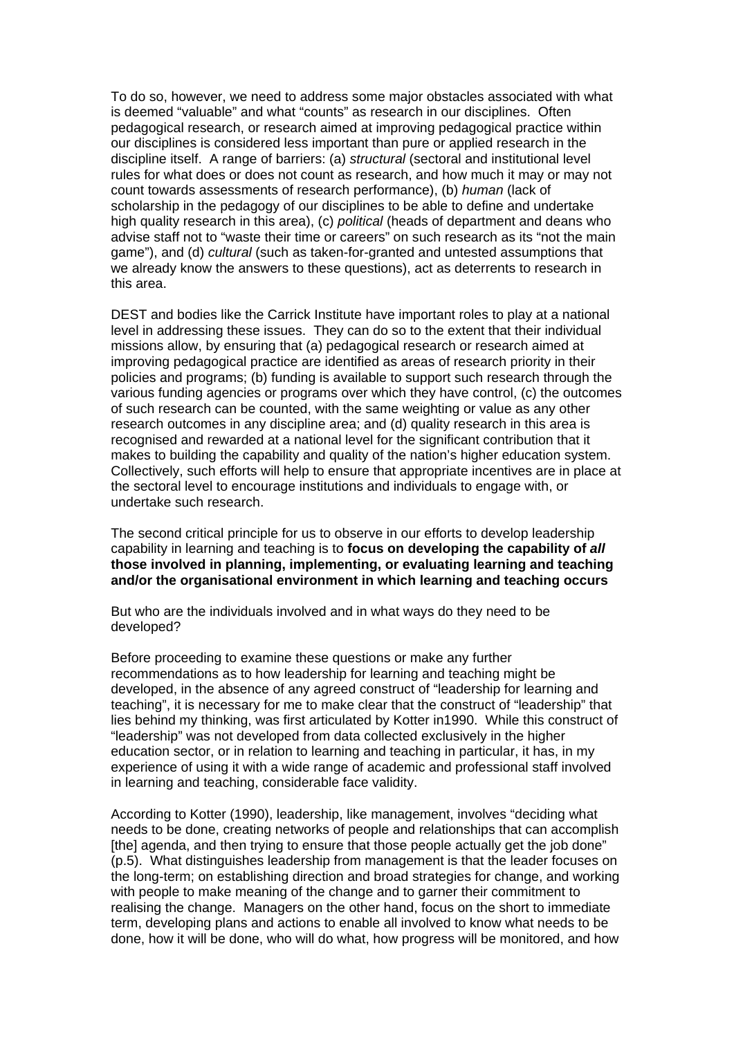To do so, however, we need to address some major obstacles associated with what is deemed "valuable" and what "counts" as research in our disciplines. Often pedagogical research, or research aimed at improving pedagogical practice within our disciplines is considered less important than pure or applied research in the discipline itself. A range of barriers: (a) *structural* (sectoral and institutional level rules for what does or does not count as research, and how much it may or may not count towards assessments of research performance), (b) *human* (lack of scholarship in the pedagogy of our disciplines to be able to define and undertake high quality research in this area), (c) *political* (heads of department and deans who advise staff not to "waste their time or careers" on such research as its "not the main game"), and (d) *cultural* (such as taken-for-granted and untested assumptions that we already know the answers to these questions), act as deterrents to research in this area.

DEST and bodies like the Carrick Institute have important roles to play at a national level in addressing these issues. They can do so to the extent that their individual missions allow, by ensuring that (a) pedagogical research or research aimed at improving pedagogical practice are identified as areas of research priority in their policies and programs; (b) funding is available to support such research through the various funding agencies or programs over which they have control, (c) the outcomes of such research can be counted, with the same weighting or value as any other research outcomes in any discipline area; and (d) quality research in this area is recognised and rewarded at a national level for the significant contribution that it makes to building the capability and quality of the nation's higher education system. Collectively, such efforts will help to ensure that appropriate incentives are in place at the sectoral level to encourage institutions and individuals to engage with, or undertake such research.

The second critical principle for us to observe in our efforts to develop leadership capability in learning and teaching is to **focus on developing the capability of *all* those involved in planning, implementing, or evaluating learning and teaching and/or the organisational environment in which learning and teaching occurs**

But who are the individuals involved and in what ways do they need to be developed?

Before proceeding to examine these questions or make any further recommendations as to how leadership for learning and teaching might be developed, in the absence of any agreed construct of "leadership for learning and teaching", it is necessary for me to make clear that the construct of "leadership" that lies behind my thinking, was first articulated by Kotter in1990. While this construct of "leadership" was not developed from data collected exclusively in the higher education sector, or in relation to learning and teaching in particular, it has, in my experience of using it with a wide range of academic and professional staff involved in learning and teaching, considerable face validity.

According to Kotter (1990), leadership, like management, involves "deciding what needs to be done, creating networks of people and relationships that can accomplish [the] agenda, and then trying to ensure that those people actually get the job done" (p.5). What distinguishes leadership from management is that the leader focuses on the long-term; on establishing direction and broad strategies for change, and working with people to make meaning of the change and to garner their commitment to realising the change. Managers on the other hand, focus on the short to immediate term, developing plans and actions to enable all involved to know what needs to be done, how it will be done, who will do what, how progress will be monitored, and how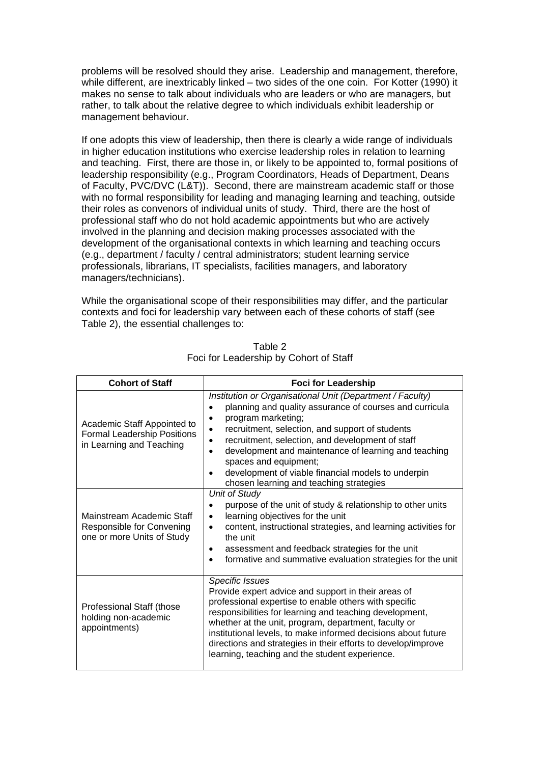problems will be resolved should they arise. Leadership and management, therefore, while different, are inextricably linked – two sides of the one coin. For Kotter (1990) it makes no sense to talk about individuals who are leaders or who are managers, but rather, to talk about the relative degree to which individuals exhibit leadership or management behaviour.

If one adopts this view of leadership, then there is clearly a wide range of individuals in higher education institutions who exercise leadership roles in relation to learning and teaching. First, there are those in, or likely to be appointed to, formal positions of leadership responsibility (e.g., Program Coordinators, Heads of Department, Deans of Faculty, PVC/DVC (L&T)). Second, there are mainstream academic staff or those with no formal responsibility for leading and managing learning and teaching, outside their roles as convenors of individual units of study. Third, there are the host of professional staff who do not hold academic appointments but who are actively involved in the planning and decision making processes associated with the development of the organisational contexts in which learning and teaching occurs (e.g., department / faculty / central administrators; student learning service professionals, librarians, IT specialists, facilities managers, and laboratory managers/technicians).

While the organisational scope of their responsibilities may differ, and the particular contexts and foci for leadership vary between each of these cohorts of staff (see Table 2), the essential challenges to:

Table 2
Foci for Leadership by Cohort of Staff

| Cohort of Staff | Foci for Leadership |
|---|---|
| Academic Staff Appointed to Formal Leadership Positions in Learning and Teaching | *Institution or Organisational Unit (Department / Faculty)*<br>• planning and quality assurance of courses and curricula<br>• program marketing;<br>• recruitment, selection, and support of students<br>• recruitment, selection, and development of staff<br>• development and maintenance of learning and teaching spaces and equipment;<br>• development of viable financial models to underpin chosen learning and teaching strategies |
| Mainstream Academic Staff Responsible for Convening one or more Units of Study | *Unit of Study*<br>• purpose of the unit of study & relationship to other units<br>• learning objectives for the unit<br>• content, instructional strategies, and learning activities for the unit<br>• assessment and feedback strategies for the unit<br>• formative and summative evaluation strategies for the unit |
| Professional Staff (those holding non-academic appointments) | *Specific Issues*<br>Provide expert advice and support in their areas of professional expertise to enable others with specific responsibilities for learning and teaching development, whether at the unit, program, department, faculty or institutional levels, to make informed decisions about future directions and strategies in their efforts to develop/improve learning, teaching and the student experience. |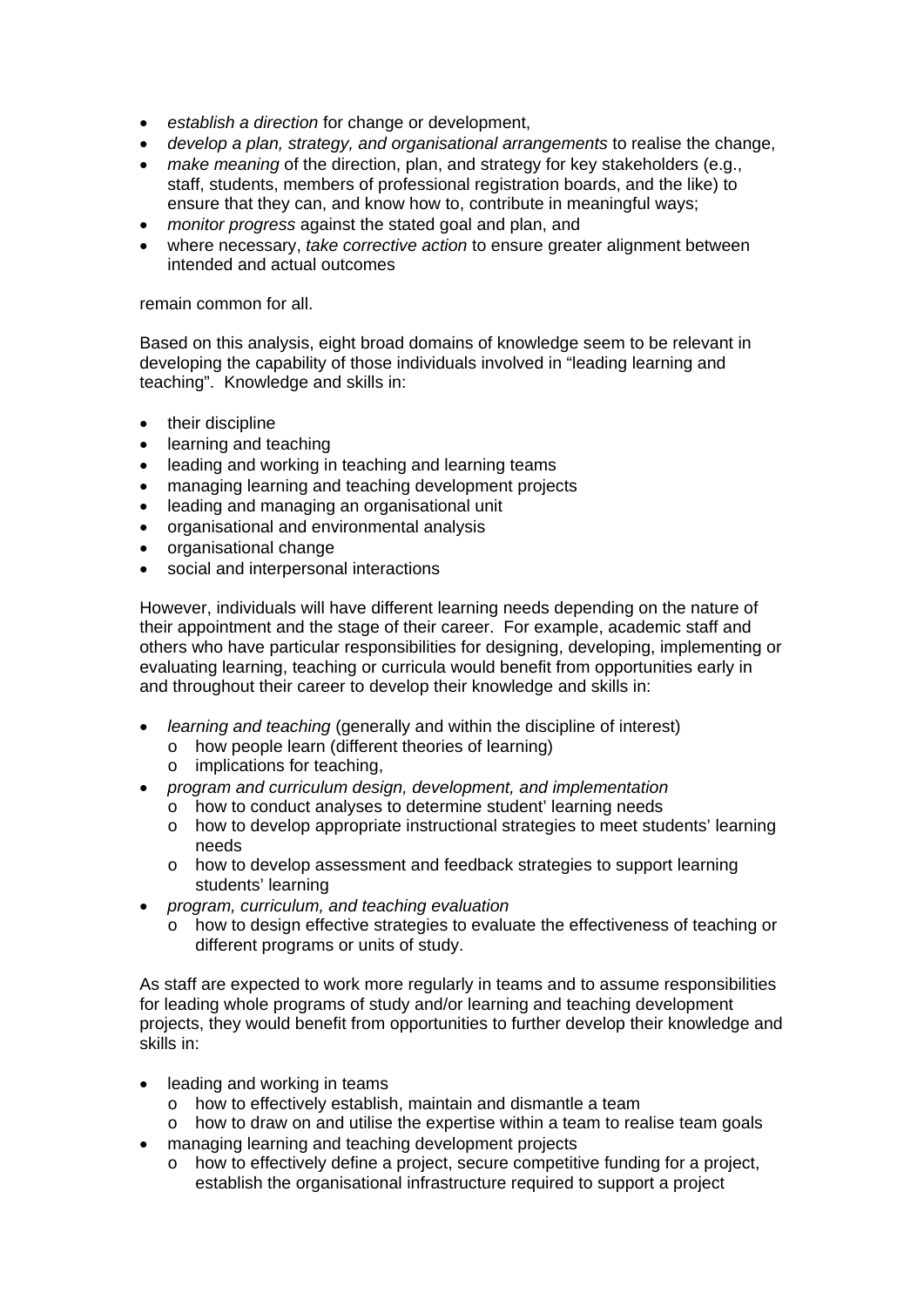- *establish a direction* for change or development,
- *develop a plan, strategy, and organisational arrangements* to realise the change,
- *make meaning* of the direction, plan, and strategy for key stakeholders (e.g., staff, students, members of professional registration boards, and the like) to ensure that they can, and know how to, contribute in meaningful ways;
- *monitor progress* against the stated goal and plan, and
- where necessary, *take corrective action* to ensure greater alignment between intended and actual outcomes

remain common for all.

Based on this analysis, eight broad domains of knowledge seem to be relevant in developing the capability of those individuals involved in "leading learning and teaching". Knowledge and skills in:

- their discipline
- learning and teaching
- leading and working in teaching and learning teams
- managing learning and teaching development projects
- leading and managing an organisational unit
- organisational and environmental analysis
- organisational change
- social and interpersonal interactions

However, individuals will have different learning needs depending on the nature of their appointment and the stage of their career. For example, academic staff and others who have particular responsibilities for designing, developing, implementing or evaluating learning, teaching or curricula would benefit from opportunities early in and throughout their career to develop their knowledge and skills in:

- *learning and teaching* (generally and within the discipline of interest)
  - how people learn (different theories of learning)
  - implications for teaching,
- *program and curriculum design, development, and implementation*
  - how to conduct analyses to determine student' learning needs
  - how to develop appropriate instructional strategies to meet students' learning needs
  - how to develop assessment and feedback strategies to support learning students' learning
- *program, curriculum, and teaching evaluation*
  - how to design effective strategies to evaluate the effectiveness of teaching or different programs or units of study.

As staff are expected to work more regularly in teams and to assume responsibilities for leading whole programs of study and/or learning and teaching development projects, they would benefit from opportunities to further develop their knowledge and skills in:

- leading and working in teams
  - how to effectively establish, maintain and dismantle a team
  - how to draw on and utilise the expertise within a team to realise team goals
- managing learning and teaching development projects
  - how to effectively define a project, secure competitive funding for a project, establish the organisational infrastructure required to support a project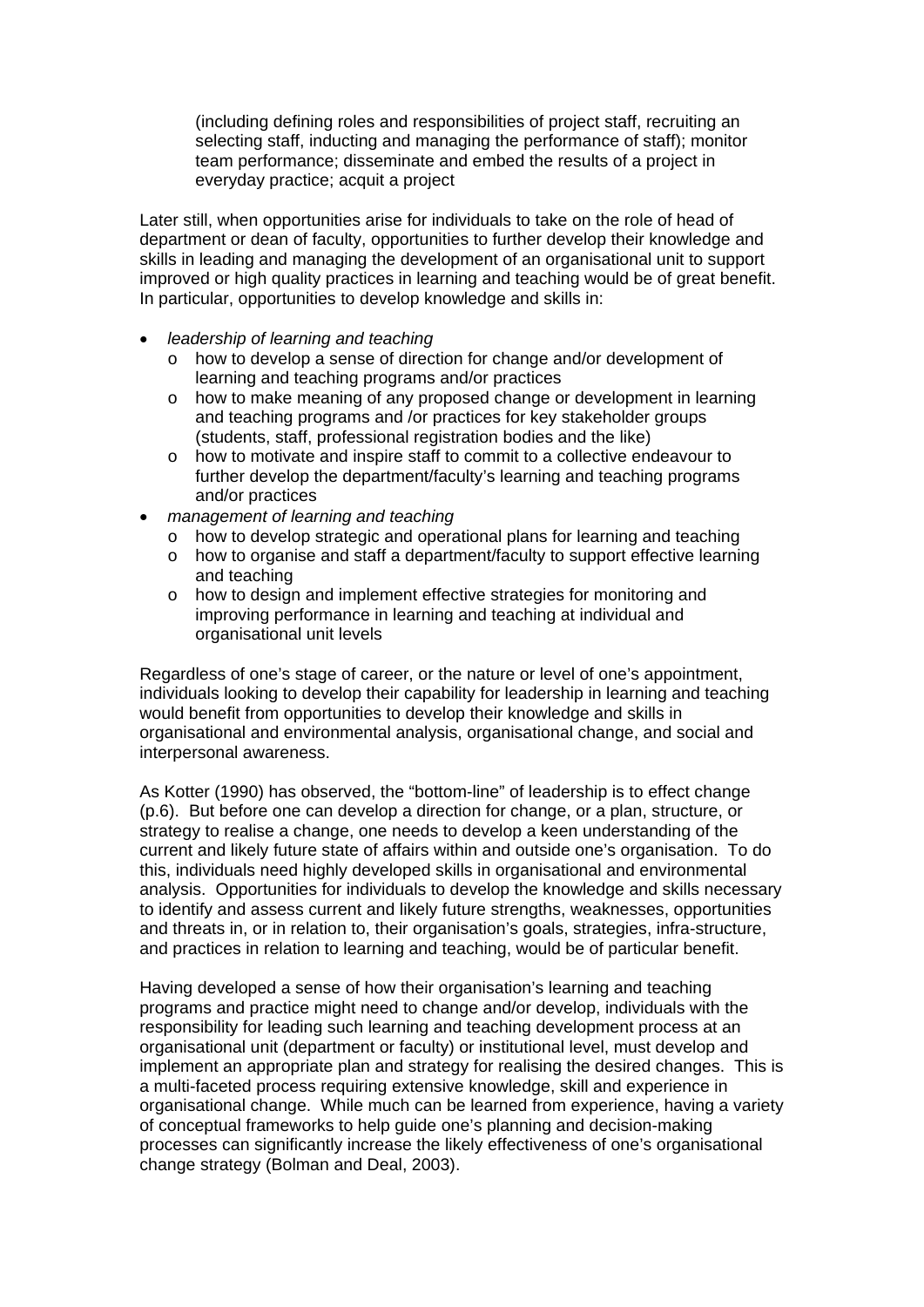(including defining roles and responsibilities of project staff, recruiting an selecting staff, inducting and managing the performance of staff); monitor team performance; disseminate and embed the results of a project in everyday practice; acquit a project

Later still, when opportunities arise for individuals to take on the role of head of department or dean of faculty, opportunities to further develop their knowledge and skills in leading and managing the development of an organisational unit to support improved or high quality practices in learning and teaching would be of great benefit. In particular, opportunities to develop knowledge and skills in:

- *leadership of learning and teaching*
  - how to develop a sense of direction for change and/or development of learning and teaching programs and/or practices
  - how to make meaning of any proposed change or development in learning and teaching programs and /or practices for key stakeholder groups (students, staff, professional registration bodies and the like)
  - how to motivate and inspire staff to commit to a collective endeavour to further develop the department/faculty's learning and teaching programs and/or practices
- *management of learning and teaching*
  - how to develop strategic and operational plans for learning and teaching
  - how to organise and staff a department/faculty to support effective learning and teaching
  - how to design and implement effective strategies for monitoring and improving performance in learning and teaching at individual and organisational unit levels

Regardless of one's stage of career, or the nature or level of one's appointment, individuals looking to develop their capability for leadership in learning and teaching would benefit from opportunities to develop their knowledge and skills in organisational and environmental analysis, organisational change, and social and interpersonal awareness.

As Kotter (1990) has observed, the "bottom-line" of leadership is to effect change (p.6). But before one can develop a direction for change, or a plan, structure, or strategy to realise a change, one needs to develop a keen understanding of the current and likely future state of affairs within and outside one's organisation. To do this, individuals need highly developed skills in organisational and environmental analysis. Opportunities for individuals to develop the knowledge and skills necessary to identify and assess current and likely future strengths, weaknesses, opportunities and threats in, or in relation to, their organisation's goals, strategies, infra-structure, and practices in relation to learning and teaching, would be of particular benefit.

Having developed a sense of how their organisation's learning and teaching programs and practice might need to change and/or develop, individuals with the responsibility for leading such learning and teaching development process at an organisational unit (department or faculty) or institutional level, must develop and implement an appropriate plan and strategy for realising the desired changes. This is a multi-faceted process requiring extensive knowledge, skill and experience in organisational change. While much can be learned from experience, having a variety of conceptual frameworks to help guide one's planning and decision-making processes can significantly increase the likely effectiveness of one's organisational change strategy (Bolman and Deal, 2003).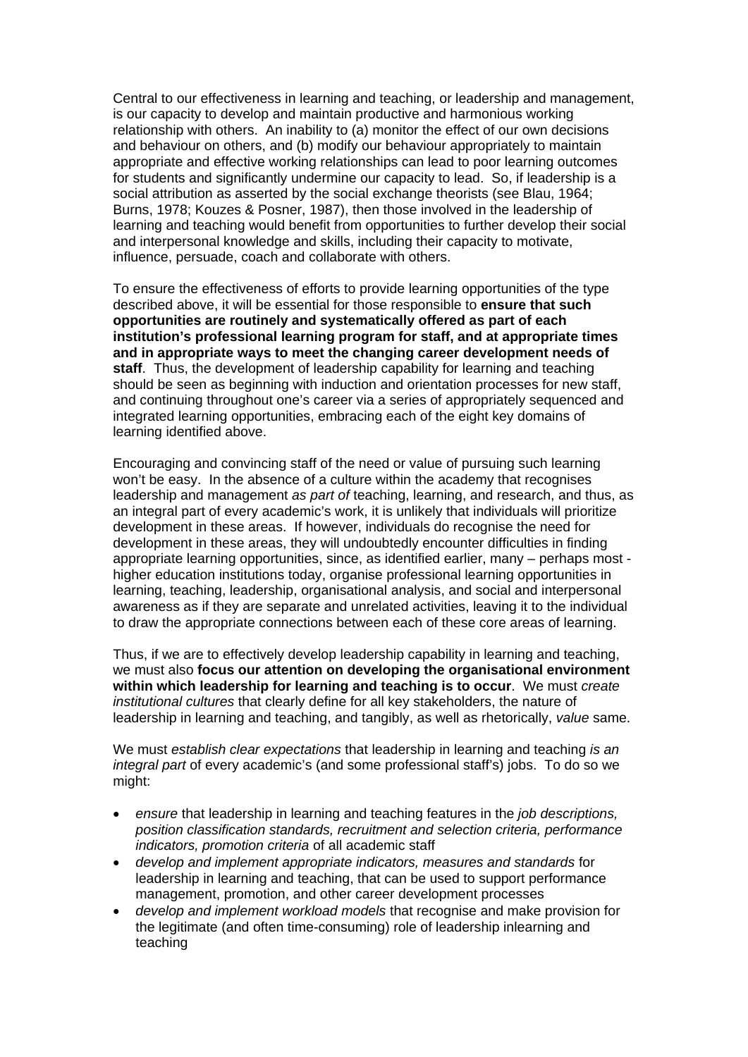Central to our effectiveness in learning and teaching, or leadership and management, is our capacity to develop and maintain productive and harmonious working relationship with others. An inability to (a) monitor the effect of our own decisions and behaviour on others, and (b) modify our behaviour appropriately to maintain appropriate and effective working relationships can lead to poor learning outcomes for students and significantly undermine our capacity to lead. So, if leadership is a social attribution as asserted by the social exchange theorists (see Blau, 1964; Burns, 1978; Kouzes & Posner, 1987), then those involved in the leadership of learning and teaching would benefit from opportunities to further develop their social and interpersonal knowledge and skills, including their capacity to motivate, influence, persuade, coach and collaborate with others.

To ensure the effectiveness of efforts to provide learning opportunities of the type described above, it will be essential for those responsible to **ensure that such opportunities are routinely and systematically offered as part of each institution's professional learning program for staff, and at appropriate times and in appropriate ways to meet the changing career development needs of staff**. Thus, the development of leadership capability for learning and teaching should be seen as beginning with induction and orientation processes for new staff, and continuing throughout one's career via a series of appropriately sequenced and integrated learning opportunities, embracing each of the eight key domains of learning identified above.

Encouraging and convincing staff of the need or value of pursuing such learning won't be easy. In the absence of a culture within the academy that recognises leadership and management *as part of* teaching, learning, and research, and thus, as an integral part of every academic's work, it is unlikely that individuals will prioritize development in these areas. If however, individuals do recognise the need for development in these areas, they will undoubtedly encounter difficulties in finding appropriate learning opportunities, since, as identified earlier, many – perhaps most - higher education institutions today, organise professional learning opportunities in learning, teaching, leadership, organisational analysis, and social and interpersonal awareness as if they are separate and unrelated activities, leaving it to the individual to draw the appropriate connections between each of these core areas of learning.

Thus, if we are to effectively develop leadership capability in learning and teaching, we must also **focus our attention on developing the organisational environment within which leadership for learning and teaching is to occur**. We must *create institutional cultures* that clearly define for all key stakeholders, the nature of leadership in learning and teaching, and tangibly, as well as rhetorically, *value* same.

We must *establish clear expectations* that leadership in learning and teaching *is an integral part* of every academic's (and some professional staff's) jobs. To do so we might:

- *ensure* that leadership in learning and teaching features in the *job descriptions, position classification standards, recruitment and selection criteria, performance indicators, promotion criteria* of all academic staff
- *develop and implement appropriate indicators, measures and standards* for leadership in learning and teaching, that can be used to support performance management, promotion, and other career development processes
- *develop and implement workload models* that recognise and make provision for the legitimate (and often time-consuming) role of leadership inlearning and teaching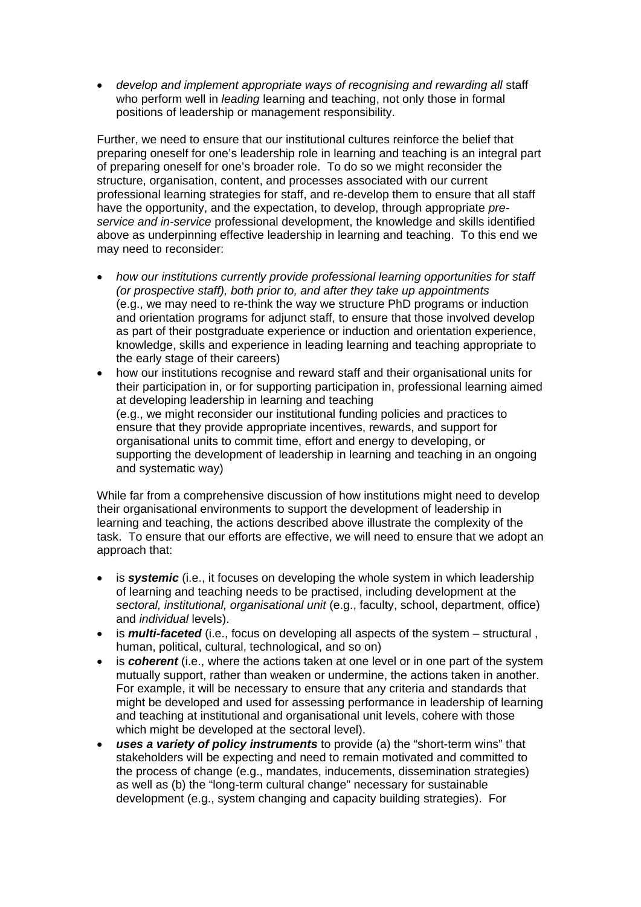- *develop and implement appropriate ways of recognising and rewarding all* staff who perform well in *leading* learning and teaching, not only those in formal positions of leadership or management responsibility.

Further, we need to ensure that our institutional cultures reinforce the belief that preparing oneself for one's leadership role in learning and teaching is an integral part of preparing oneself for one's broader role. To do so we might reconsider the structure, organisation, content, and processes associated with our current professional learning strategies for staff, and re-develop them to ensure that all staff have the opportunity, and the expectation, to develop, through appropriate *pre-service and in-service* professional development, the knowledge and skills identified above as underpinning effective leadership in learning and teaching. To this end we may need to reconsider:

- *how our institutions currently provide professional learning opportunities for staff (or prospective staff), both prior to, and after they take up appointments* (e.g., we may need to re-think the way we structure PhD programs or induction and orientation programs for adjunct staff, to ensure that those involved develop as part of their postgraduate experience or induction and orientation experience, knowledge, skills and experience in leading learning and teaching appropriate to the early stage of their careers)
- how our institutions recognise and reward staff and their organisational units for their participation in, or for supporting participation in, professional learning aimed at developing leadership in learning and teaching (e.g., we might reconsider our institutional funding policies and practices to ensure that they provide appropriate incentives, rewards, and support for organisational units to commit time, effort and energy to developing, or supporting the development of leadership in learning and teaching in an ongoing and systematic way)

While far from a comprehensive discussion of how institutions might need to develop their organisational environments to support the development of leadership in learning and teaching, the actions described above illustrate the complexity of the task. To ensure that our efforts are effective, we will need to ensure that we adopt an approach that:

- is ***systemic*** (i.e., it focuses on developing the whole system in which leadership of learning and teaching needs to be practised, including development at the *sectoral, institutional, organisational unit* (e.g., faculty, school, department, office) and *individual* levels).
- is ***multi-faceted*** (i.e., focus on developing all aspects of the system – structural , human, political, cultural, technological, and so on)
- is ***coherent*** (i.e., where the actions taken at one level or in one part of the system mutually support, rather than weaken or undermine, the actions taken in another. For example, it will be necessary to ensure that any criteria and standards that might be developed and used for assessing performance in leadership of learning and teaching at institutional and organisational unit levels, cohere with those which might be developed at the sectoral level).
- ***uses a variety of policy instruments*** to provide (a) the "short-term wins" that stakeholders will be expecting and need to remain motivated and committed to the process of change (e.g., mandates, inducements, dissemination strategies) as well as (b) the "long-term cultural change" necessary for sustainable development (e.g., system changing and capacity building strategies). For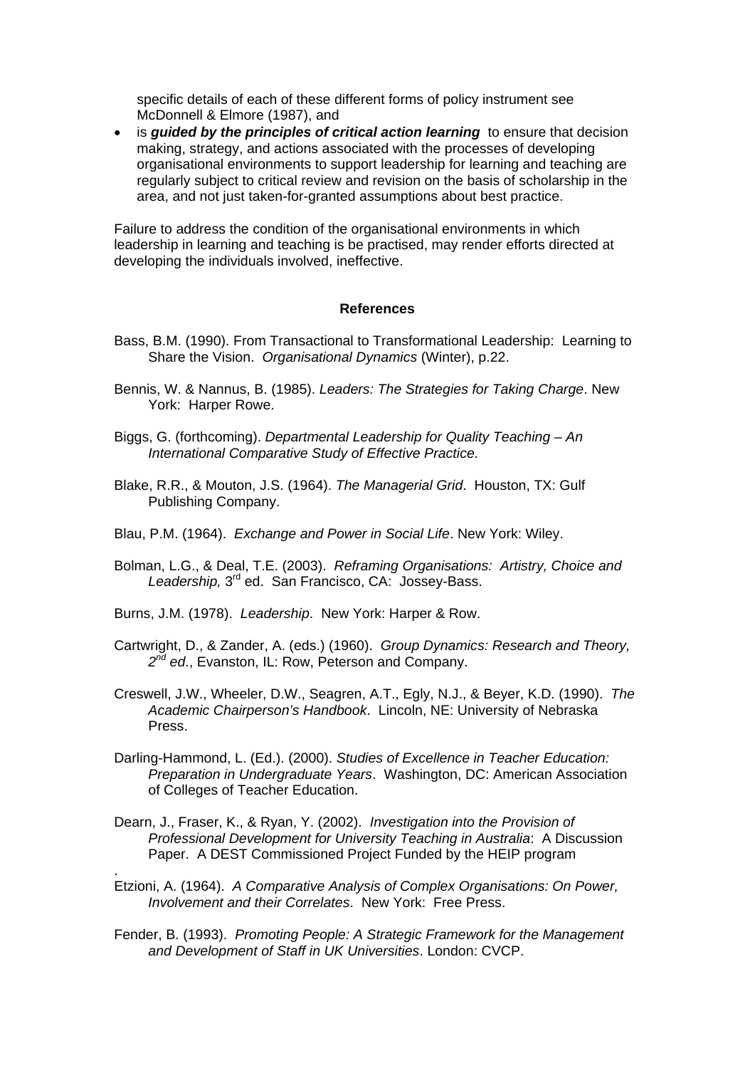specific details of each of these different forms of policy instrument see McDonnell & Elmore (1987), and

- is ***guided by the principles of critical action learning*** to ensure that decision making, strategy, and actions associated with the processes of developing organisational environments to support leadership for learning and teaching are regularly subject to critical review and revision on the basis of scholarship in the area, and not just taken-for-granted assumptions about best practice.

Failure to address the condition of the organisational environments in which leadership in learning and teaching is be practised, may render efforts directed at developing the individuals involved, ineffective.

## References

Bass, B.M. (1990). From Transactional to Transformational Leadership: Learning to Share the Vision. *Organisational Dynamics* (Winter), p.22.

Bennis, W. & Nannus, B. (1985). *Leaders: The Strategies for Taking Charge*. New York: Harper Rowe.

Biggs, G. (forthcoming). *Departmental Leadership for Quality Teaching – An International Comparative Study of Effective Practice.*

Blake, R.R., & Mouton, J.S. (1964). *The Managerial Grid*. Houston, TX: Gulf Publishing Company.

Blau, P.M. (1964). *Exchange and Power in Social Life*. New York: Wiley.

Bolman, L.G., & Deal, T.E. (2003). *Reframing Organisations: Artistry, Choice and Leadership,* 3rd ed. San Francisco, CA: Jossey-Bass.

Burns, J.M. (1978). *Leadership*. New York: Harper & Row.

Cartwright, D., & Zander, A. (eds.) (1960). *Group Dynamics: Research and Theory, 2nd ed*., Evanston, IL: Row, Peterson and Company.

Creswell, J.W., Wheeler, D.W., Seagren, A.T., Egly, N.J., & Beyer, K.D. (1990). *The Academic Chairperson's Handbook*. Lincoln, NE: University of Nebraska Press.

Darling-Hammond, L. (Ed.). (2000). *Studies of Excellence in Teacher Education: Preparation in Undergraduate Years*. Washington, DC: American Association of Colleges of Teacher Education.

Dearn, J., Fraser, K., & Ryan, Y. (2002). *Investigation into the Provision of Professional Development for University Teaching in Australia*: A Discussion Paper. A DEST Commissioned Project Funded by the HEIP program
.

Etzioni, A. (1964). *A Comparative Analysis of Complex Organisations: On Power, Involvement and their Correlates*. New York: Free Press.

Fender, B. (1993). *Promoting People: A Strategic Framework for the Management and Development of Staff in UK Universities*. London: CVCP.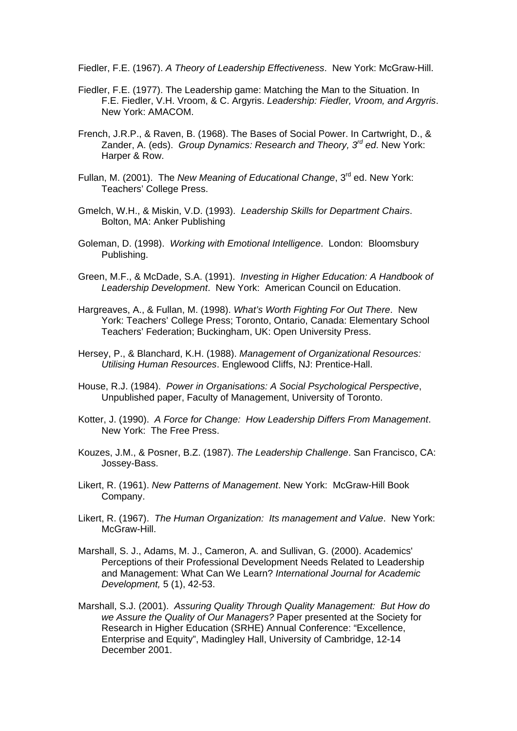Fiedler, F.E. (1967). *A Theory of Leadership Effectiveness*. New York: McGraw-Hill.

Fiedler, F.E. (1977). The Leadership game: Matching the Man to the Situation. In F.E. Fiedler, V.H. Vroom, & C. Argyris. *Leadership: Fiedler, Vroom, and Argyris*. New York: AMACOM.

French, J.R.P., & Raven, B. (1968). The Bases of Social Power. In Cartwright, D., & Zander, A. (eds). *Group Dynamics: Research and Theory, 3rd ed*. New York: Harper & Row.

Fullan, M. (2001). The *New Meaning of Educational Change*, 3rd ed. New York: Teachers' College Press.

Gmelch, W.H., & Miskin, V.D. (1993). *Leadership Skills for Department Chairs*. Bolton, MA: Anker Publishing

Goleman, D. (1998). *Working with Emotional Intelligence*. London: Bloomsbury Publishing.

Green, M.F., & McDade, S.A. (1991). *Investing in Higher Education: A Handbook of Leadership Development*. New York: American Council on Education.

Hargreaves, A., & Fullan, M. (1998). *What's Worth Fighting For Out There*. New York: Teachers' College Press; Toronto, Ontario, Canada: Elementary School Teachers' Federation; Buckingham, UK: Open University Press.

Hersey, P., & Blanchard, K.H. (1988). *Management of Organizational Resources: Utilising Human Resources*. Englewood Cliffs, NJ: Prentice-Hall.

House, R.J. (1984). *Power in Organisations: A Social Psychological Perspective*, Unpublished paper, Faculty of Management, University of Toronto.

Kotter, J. (1990). *A Force for Change: How Leadership Differs From Management*. New York: The Free Press.

Kouzes, J.M., & Posner, B.Z. (1987). *The Leadership Challenge*. San Francisco, CA: Jossey-Bass.

Likert, R. (1961). *New Patterns of Management*. New York: McGraw-Hill Book Company.

Likert, R. (1967). *The Human Organization: Its management and Value*. New York: McGraw-Hill.

Marshall, S. J., Adams, M. J., Cameron, A. and Sullivan, G. (2000). Academics' Perceptions of their Professional Development Needs Related to Leadership and Management: What Can We Learn? *International Journal for Academic Development,* 5 (1), 42-53.

Marshall, S.J. (2001). *Assuring Quality Through Quality Management: But How do we Assure the Quality of Our Managers?* Paper presented at the Society for Research in Higher Education (SRHE) Annual Conference: "Excellence, Enterprise and Equity", Madingley Hall, University of Cambridge, 12-14 December 2001.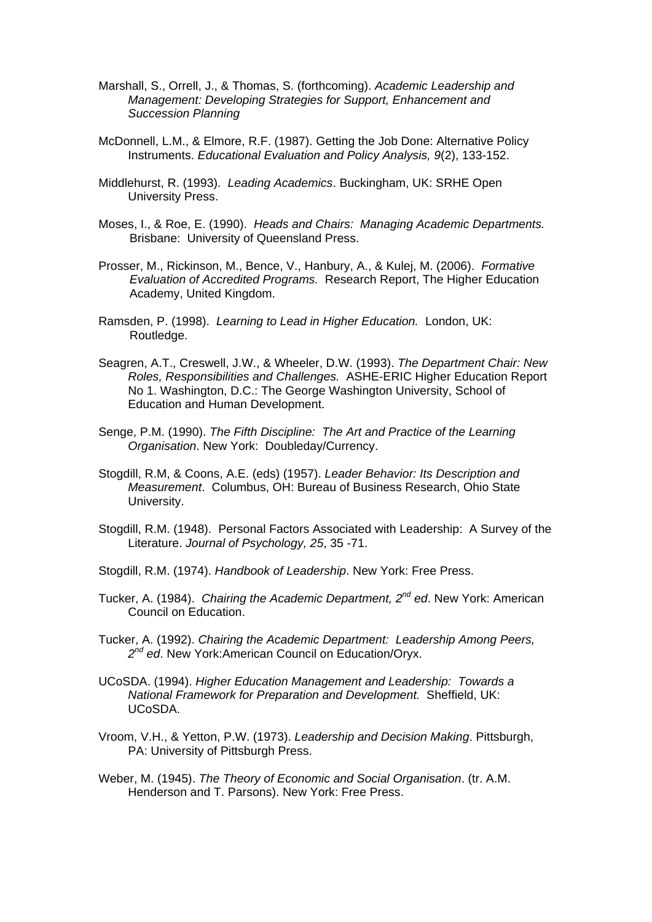Marshall, S., Orrell, J., & Thomas, S. (forthcoming). *Academic Leadership and Management: Developing Strategies for Support, Enhancement and Succession Planning*

McDonnell, L.M., & Elmore, R.F. (1987). Getting the Job Done: Alternative Policy Instruments. *Educational Evaluation and Policy Analysis, 9*(2), 133-152.

Middlehurst, R. (1993). *Leading Academics*. Buckingham, UK: SRHE Open University Press.

Moses, I., & Roe, E. (1990). *Heads and Chairs: Managing Academic Departments.* Brisbane: University of Queensland Press.

Prosser, M., Rickinson, M., Bence, V., Hanbury, A., & Kulej, M. (2006). *Formative Evaluation of Accredited Programs.* Research Report, The Higher Education Academy, United Kingdom.

Ramsden, P. (1998). *Learning to Lead in Higher Education.* London, UK: Routledge.

Seagren, A.T., Creswell, J.W., & Wheeler, D.W. (1993). *The Department Chair: New Roles, Responsibilities and Challenges.* ASHE-ERIC Higher Education Report No 1. Washington, D.C.: The George Washington University, School of Education and Human Development.

Senge, P.M. (1990). *The Fifth Discipline: The Art and Practice of the Learning Organisation*. New York: Doubleday/Currency.

Stogdill, R.M, & Coons, A.E. (eds) (1957). *Leader Behavior: Its Description and Measurement*. Columbus, OH: Bureau of Business Research, Ohio State University.

Stogdill, R.M. (1948). Personal Factors Associated with Leadership: A Survey of the Literature. *Journal of Psychology, 25*, 35 -71.

Stogdill, R.M. (1974). *Handbook of Leadership*. New York: Free Press.

Tucker, A. (1984). *Chairing the Academic Department, 2nd ed*. New York: American Council on Education.

Tucker, A. (1992). *Chairing the Academic Department: Leadership Among Peers, 2nd ed*. New York:American Council on Education/Oryx.

UCoSDA. (1994). *Higher Education Management and Leadership: Towards a National Framework for Preparation and Development.* Sheffield, UK: UCoSDA.

Vroom, V.H., & Yetton, P.W. (1973). *Leadership and Decision Making*. Pittsburgh, PA: University of Pittsburgh Press.

Weber, M. (1945). *The Theory of Economic and Social Organisation*. (tr. A.M. Henderson and T. Parsons). New York: Free Press.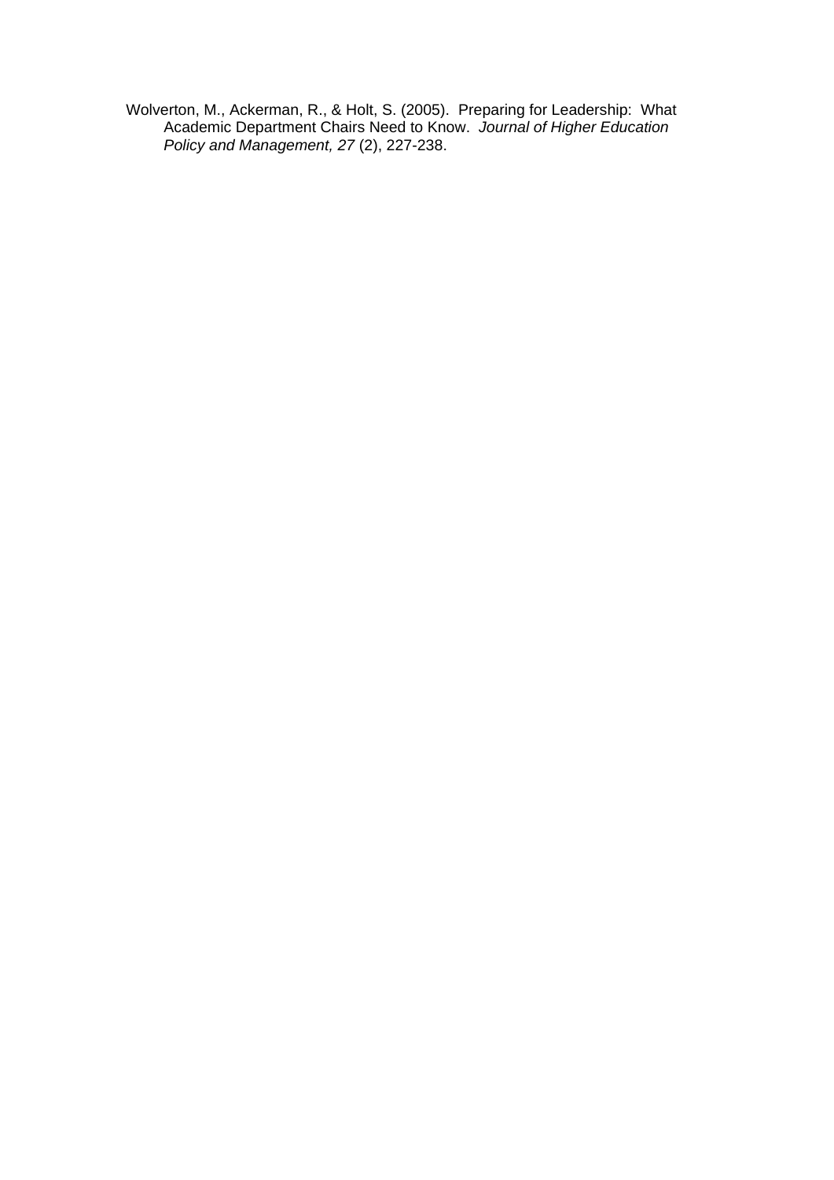Wolverton, M., Ackerman, R., & Holt, S. (2005). Preparing for Leadership: What Academic Department Chairs Need to Know. *Journal of Higher Education Policy and Management, 27* (2), 227-238.